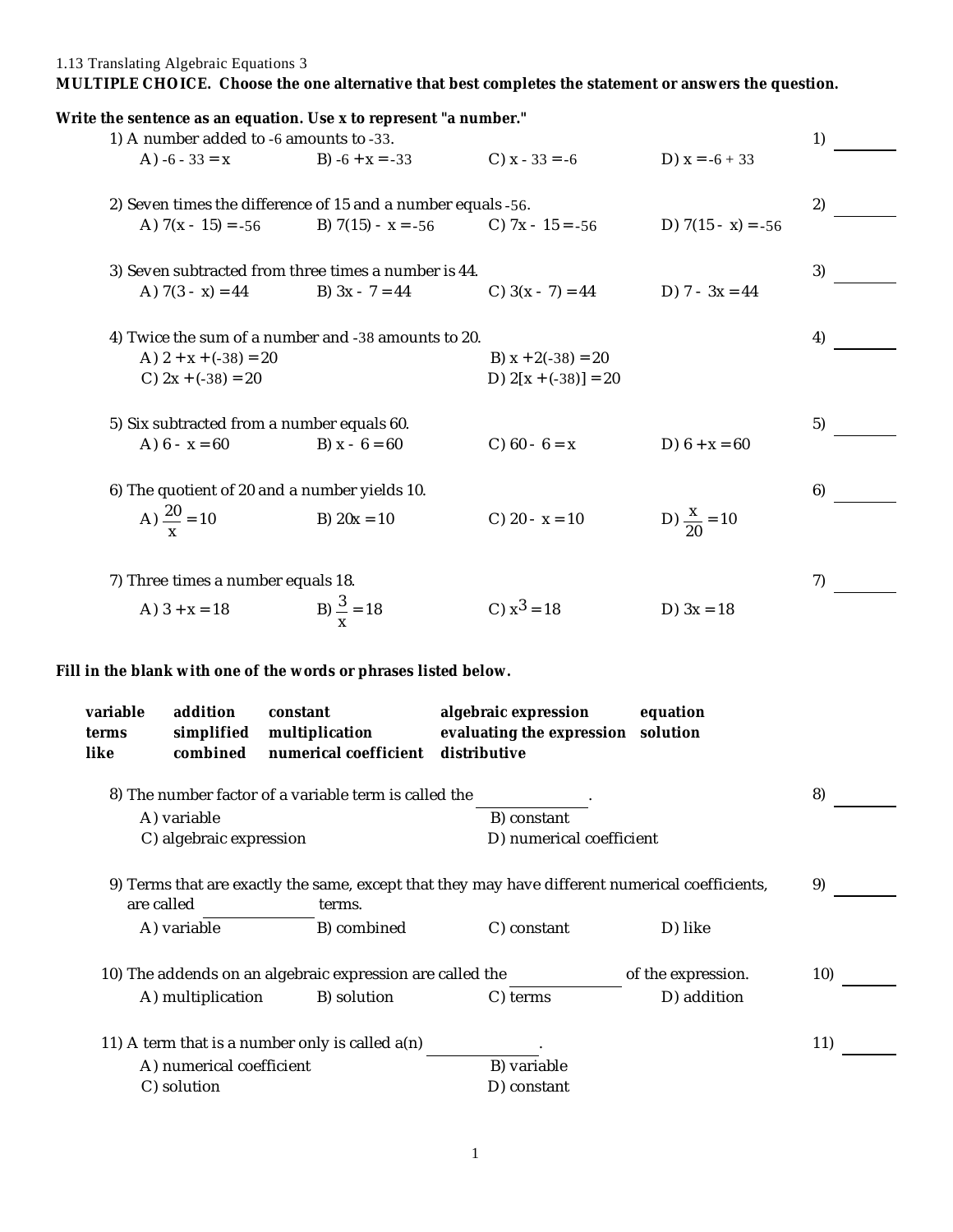1.13 Translating Algebraic Equations 3

**MULTIPLE CHOICE. Choose the one alternative that best completes the statement or answers the question.**

**Write the sentence as an equation. Use x to represent "a number."**

1) A number added to -6 amounts to -33. 1) ________

A) $-6 - 33 = x$  B) $-6 + x = -33$  C) $x - 33 = -6$  D) $x = -6 + 33$

2) Seven times the difference of 15 and a number equals -56. 2) ________

A) $7(x - 15) = -56$  B) $7(15) - x = -56$  C) $7x - 15 = -56$  D) $7(15 - x) = -56$

3) Seven subtracted from three times a number is 44. 3) ________

A) $7(3 - x) = 44$  B) $3x - 7 = 44$  C) $3(x - 7) = 44$  D) $7 - 3x = 44$

4) Twice the sum of a number and -38 amounts to 20. 4) ________

A) $2 + x + (-38) = 20$  B) $x + 2(-38) = 20$
C) $2x + (-38) = 20$  D) $2[x + (-38)] = 20$

5) Six subtracted from a number equals 60. 5) ________

A) $6 - x = 60$  B) $x - 6 = 60$  C) $60 - 6 = x$  D) $6 + x = 60$

6) The quotient of 20 and a number yields 10. 6) ________

A) $\frac{20}{x} = 10$  B) $20x = 10$  C) $20 - x = 10$  D) $\frac{x}{20} = 10$

7) Three times a number equals 18. 7) ________

A) $3 + x = 18$  B) $\frac{3}{x} = 18$  C) $x^3 = 18$  D) $3x = 18$

**Fill in the blank with one of the words or phrases listed below.**

| | | | | |
|---|---|---|---|---|
| **variable** | **addition** | **constant** | **algebraic expression** | **equation** |
| **terms** | **simplified** | **multiplication** | **evaluating the expression** | **solution** |
| **like** | **combined** | **numerical coefficient** | **distributive** | |

8) The number factor of a variable term is called the ____________. 8) ________

A) variable  B) constant
C) algebraic expression  D) numerical coefficient

9) Terms that are exactly the same, except that they may have different numerical coefficients, are called ____________ terms. 9) ________

A) variable  B) combined  C) constant  D) like

10) The addends on an algebraic expression are called the ____________ of the expression. 10) ________

A) multiplication  B) solution  C) terms  D) addition

11) A term that is a number only is called a(n) ____________. 11) ________

A) numerical coefficient  B) variable
C) solution  D) constant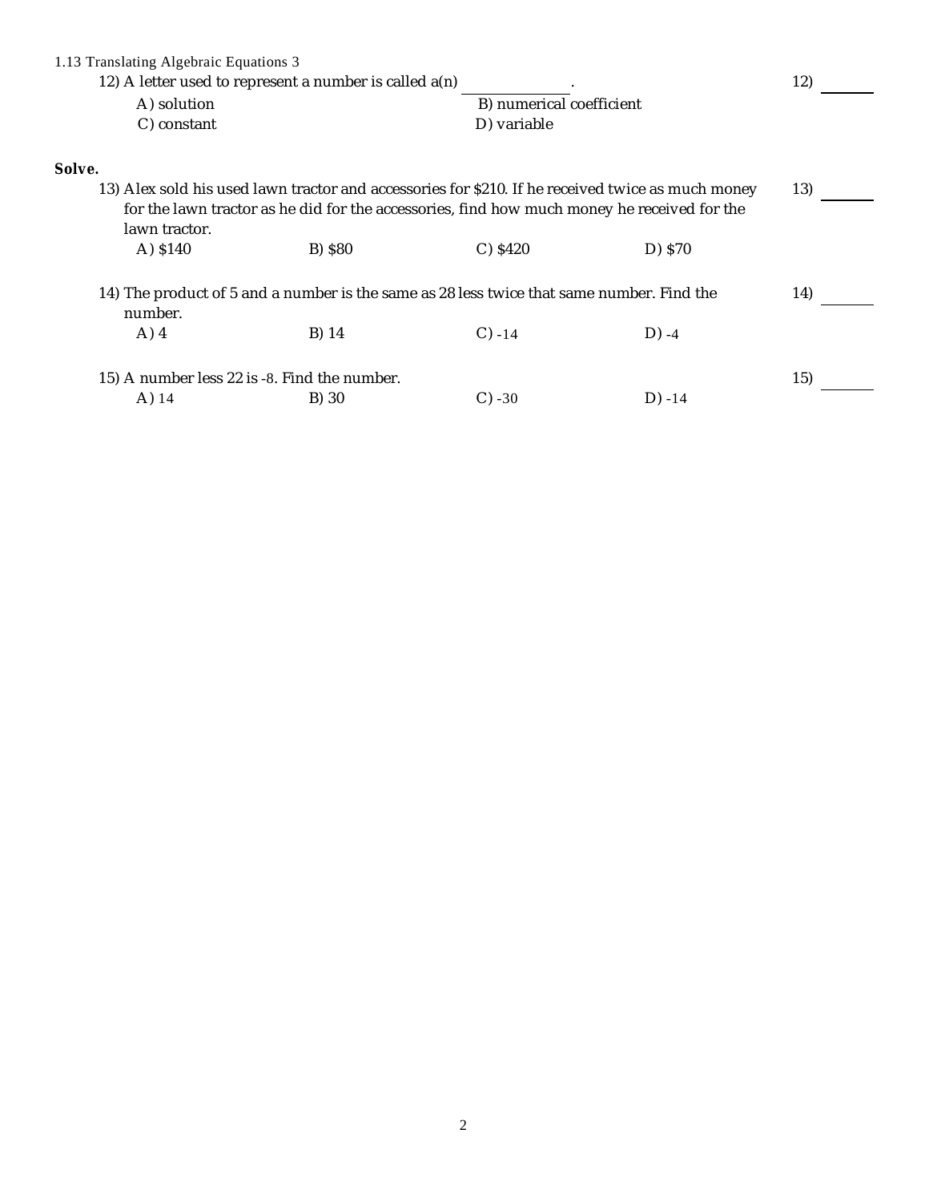1.13 Translating Algebraic Equations 3

12) A letter used to represent a number is called a(n) ____________. 12) ______

A) solution
B) numerical coefficient
C) constant
D) variable

**Solve.**

13) Alex sold his used lawn tractor and accessories for $210. If he received twice as much money for the lawn tractor as he did for the accessories, find how much money he received for the lawn tractor. 13) ______

A) $140
B) $80
C) $420
D) $70

14) The product of 5 and a number is the same as 28 less twice that same number. Find the number. 14) ______

A) 4
B) 14
C) $-14$
D) $-4$

15) A number less 22 is $-8$. Find the number. 15) ______

A) 14
B) 30
C) $-30$
D) $-14$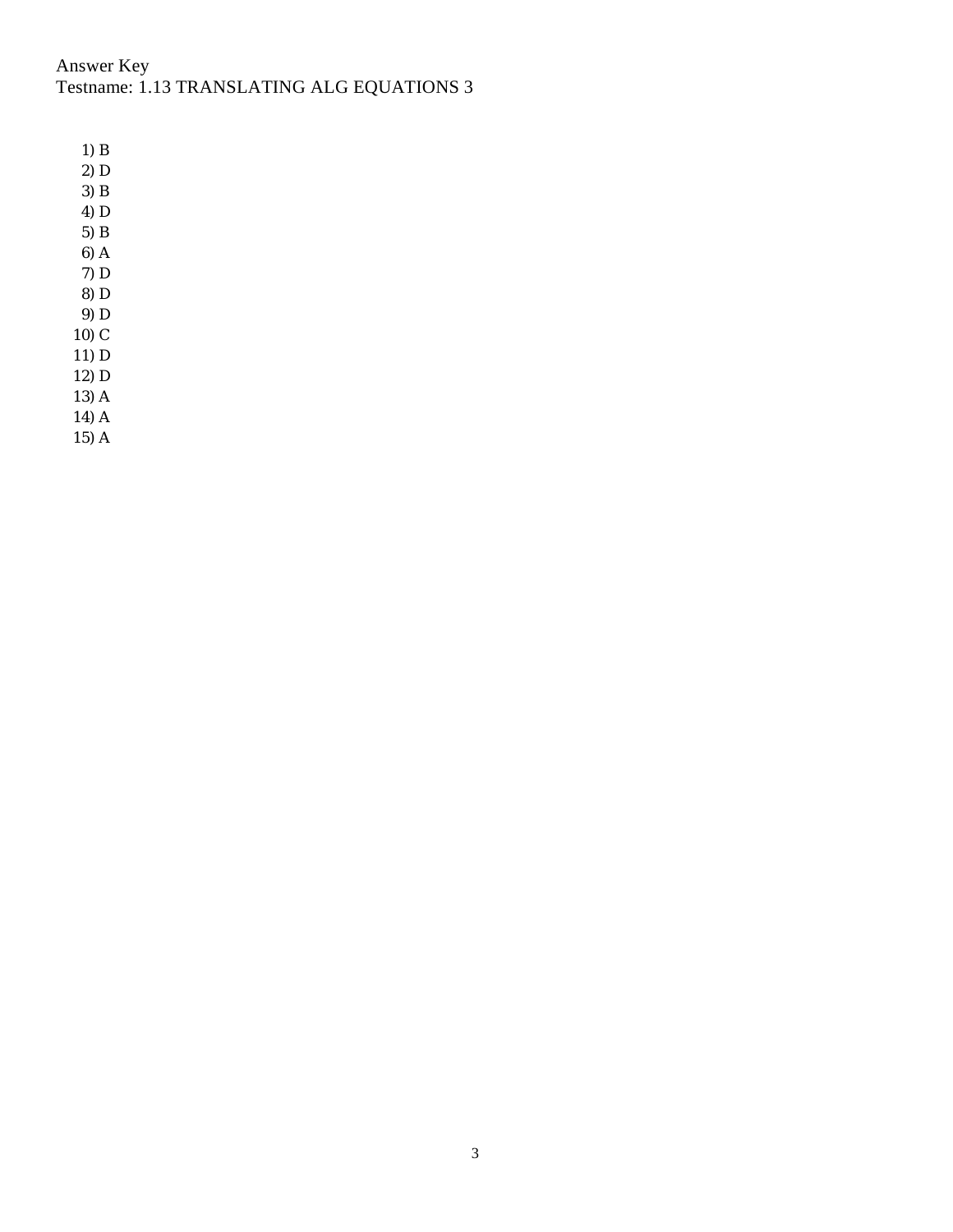Answer Key
Testname: 1.13 TRANSLATING ALG EQUATIONS 3

1) B
2) D
3) B
4) D
5) B
6) A
7) D
8) D
9) D
10) C
11) D
12) D
13) A
14) A
15) A